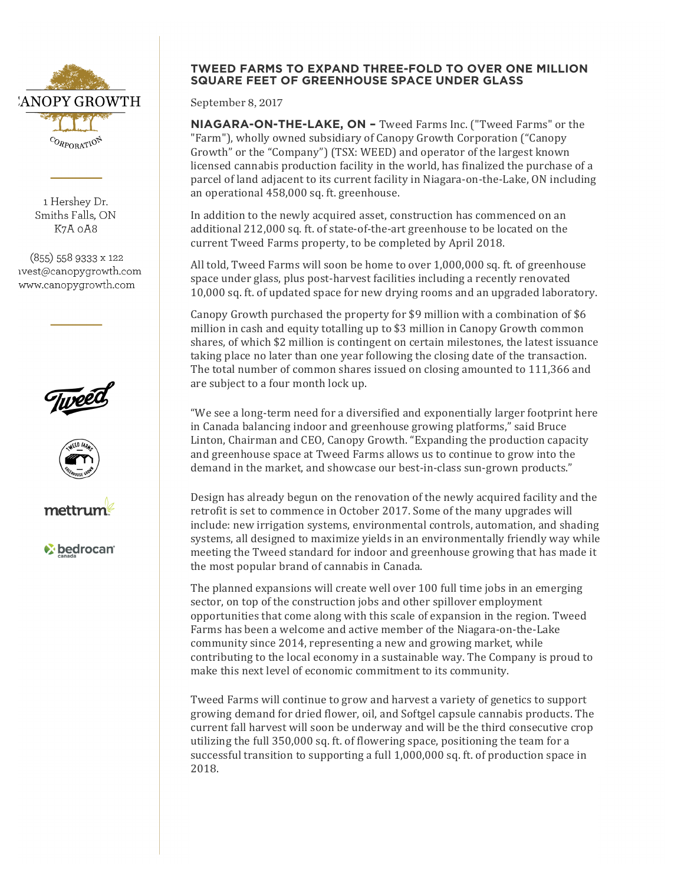CANOPY GROWTH CORPORATION

1 Hershey Dr.
Smiths Falls, ON
K7A 0A8

(855) 558 9333 x 122
invest@canopygrowth.com
www.canopygrowth.com

## TWEED FARMS TO EXPAND THREE-FOLD TO OVER ONE MILLION SQUARE FEET OF GREENHOUSE SPACE UNDER GLASS

September 8, 2017

**NIAGARA-ON-THE-LAKE, ON –** Tweed Farms Inc. ("Tweed Farms" or the "Farm"), wholly owned subsidiary of Canopy Growth Corporation ("Canopy Growth" or the "Company") (TSX: WEED) and operator of the largest known licensed cannabis production facility in the world, has finalized the purchase of a parcel of land adjacent to its current facility in Niagara-on-the-Lake, ON including an operational 458,000 sq. ft. greenhouse.

In addition to the newly acquired asset, construction has commenced on an additional 212,000 sq. ft. of state-of-the-art greenhouse to be located on the current Tweed Farms property, to be completed by April 2018.

All told, Tweed Farms will soon be home to over 1,000,000 sq. ft. of greenhouse space under glass, plus post-harvest facilities including a recently renovated 10,000 sq. ft. of updated space for new drying rooms and an upgraded laboratory.

Canopy Growth purchased the property for $9 million with a combination of $6 million in cash and equity totalling up to $3 million in Canopy Growth common shares, of which $2 million is contingent on certain milestones, the latest issuance taking place no later than one year following the closing date of the transaction. The total number of common shares issued on closing amounted to 111,366 and are subject to a four month lock up.

"We see a long-term need for a diversified and exponentially larger footprint here in Canada balancing indoor and greenhouse growing platforms," said Bruce Linton, Chairman and CEO, Canopy Growth. "Expanding the production capacity and greenhouse space at Tweed Farms allows us to continue to grow into the demand in the market, and showcase our best-in-class sun-grown products."

Design has already begun on the renovation of the newly acquired facility and the retrofit is set to commence in October 2017. Some of the many upgrades will include: new irrigation systems, environmental controls, automation, and shading systems, all designed to maximize yields in an environmentally friendly way while meeting the Tweed standard for indoor and greenhouse growing that has made it the most popular brand of cannabis in Canada.

The planned expansions will create well over 100 full time jobs in an emerging sector, on top of the construction jobs and other spillover employment opportunities that come along with this scale of expansion in the region. Tweed Farms has been a welcome and active member of the Niagara-on-the-Lake community since 2014, representing a new and growing market, while contributing to the local economy in a sustainable way. The Company is proud to make this next level of economic commitment to its community.

Tweed Farms will continue to grow and harvest a variety of genetics to support growing demand for dried flower, oil, and Softgel capsule cannabis products. The current fall harvest will soon be underway and will be the third consecutive crop utilizing the full 350,000 sq. ft. of flowering space, positioning the team for a successful transition to supporting a full 1,000,000 sq. ft. of production space in 2018.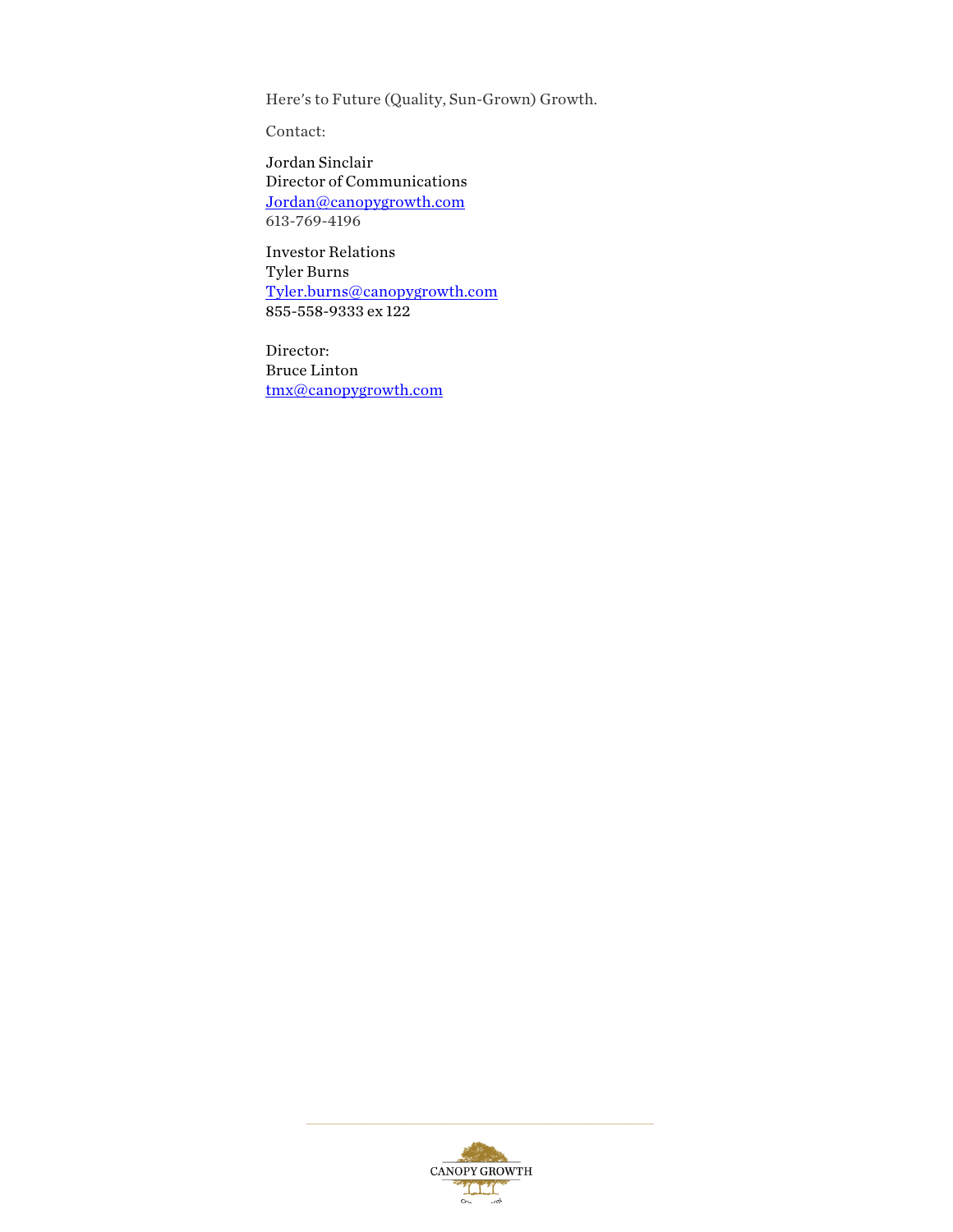Here's to Future (Quality, Sun-Grown) Growth.

Contact:

Jordan Sinclair
Director of Communications
Jordan@canopygrowth.com
613-769-4196

Investor Relations
Tyler Burns
Tyler.burns@canopygrowth.com
855-558-9333 ex 122

Director:
Bruce Linton
tmx@canopygrowth.com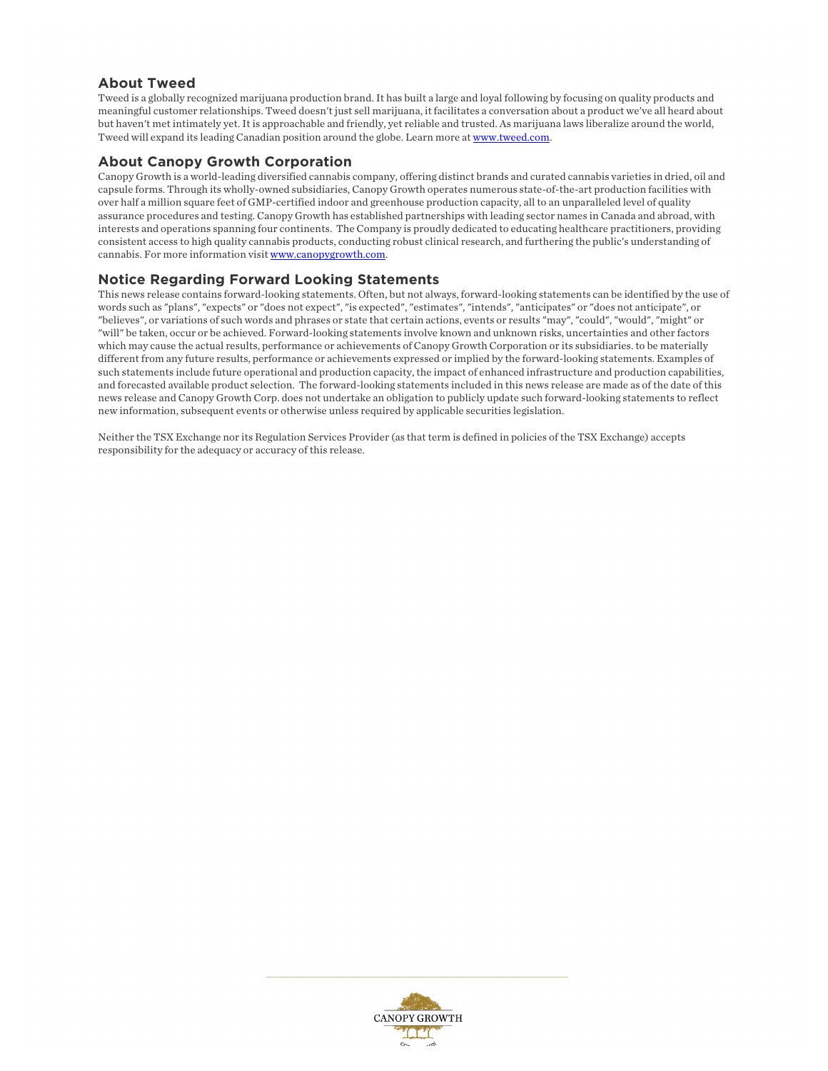## About Tweed

Tweed is a globally recognized marijuana production brand. It has built a large and loyal following by focusing on quality products and meaningful customer relationships. Tweed doesn't just sell marijuana, it facilitates a conversation about a product we've all heard about but haven't met intimately yet. It is approachable and friendly, yet reliable and trusted. As marijuana laws liberalize around the world, Tweed will expand its leading Canadian position around the globe. Learn more at www.tweed.com.

## About Canopy Growth Corporation

Canopy Growth is a world-leading diversified cannabis company, offering distinct brands and curated cannabis varieties in dried, oil and capsule forms. Through its wholly-owned subsidiaries, Canopy Growth operates numerous state-of-the-art production facilities with over half a million square feet of GMP-certified indoor and greenhouse production capacity, all to an unparalleled level of quality assurance procedures and testing. Canopy Growth has established partnerships with leading sector names in Canada and abroad, with interests and operations spanning four continents. The Company is proudly dedicated to educating healthcare practitioners, providing consistent access to high quality cannabis products, conducting robust clinical research, and furthering the public's understanding of cannabis. For more information visit www.canopygrowth.com.

## Notice Regarding Forward Looking Statements

This news release contains forward-looking statements. Often, but not always, forward-looking statements can be identified by the use of words such as "plans", "expects" or "does not expect", "is expected", "estimates", "intends", "anticipates" or "does not anticipate", or "believes", or variations of such words and phrases or state that certain actions, events or results "may", "could", "would", "might" or "will" be taken, occur or be achieved. Forward-looking statements involve known and unknown risks, uncertainties and other factors which may cause the actual results, performance or achievements of Canopy Growth Corporation or its subsidiaries. to be materially different from any future results, performance or achievements expressed or implied by the forward-looking statements. Examples of such statements include future operational and production capacity, the impact of enhanced infrastructure and production capabilities, and forecasted available product selection. The forward-looking statements included in this news release are made as of the date of this news release and Canopy Growth Corp. does not undertake an obligation to publicly update such forward-looking statements to reflect new information, subsequent events or otherwise unless required by applicable securities legislation.

Neither the TSX Exchange nor its Regulation Services Provider (as that term is defined in policies of the TSX Exchange) accepts responsibility for the adequacy or accuracy of this release.